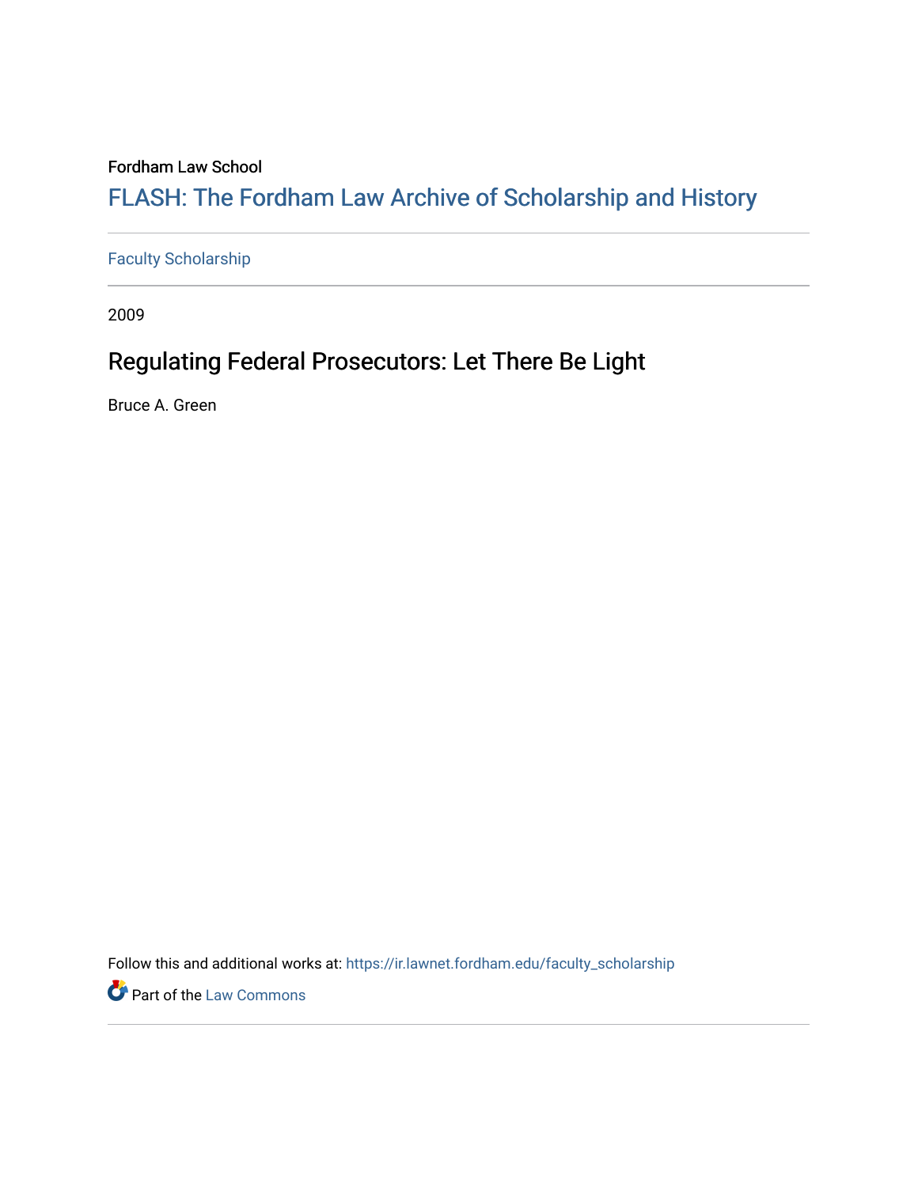Fordham Law School

# FLASH: The Fordham Law Archive of Scholarship and History

Faculty Scholarship

2009

## Regulating Federal Prosecutors: Let There Be Light

Bruce A. Green

Follow this and additional works at: https://ir.lawnet.fordham.edu/faculty_scholarship

Part of the Law Commons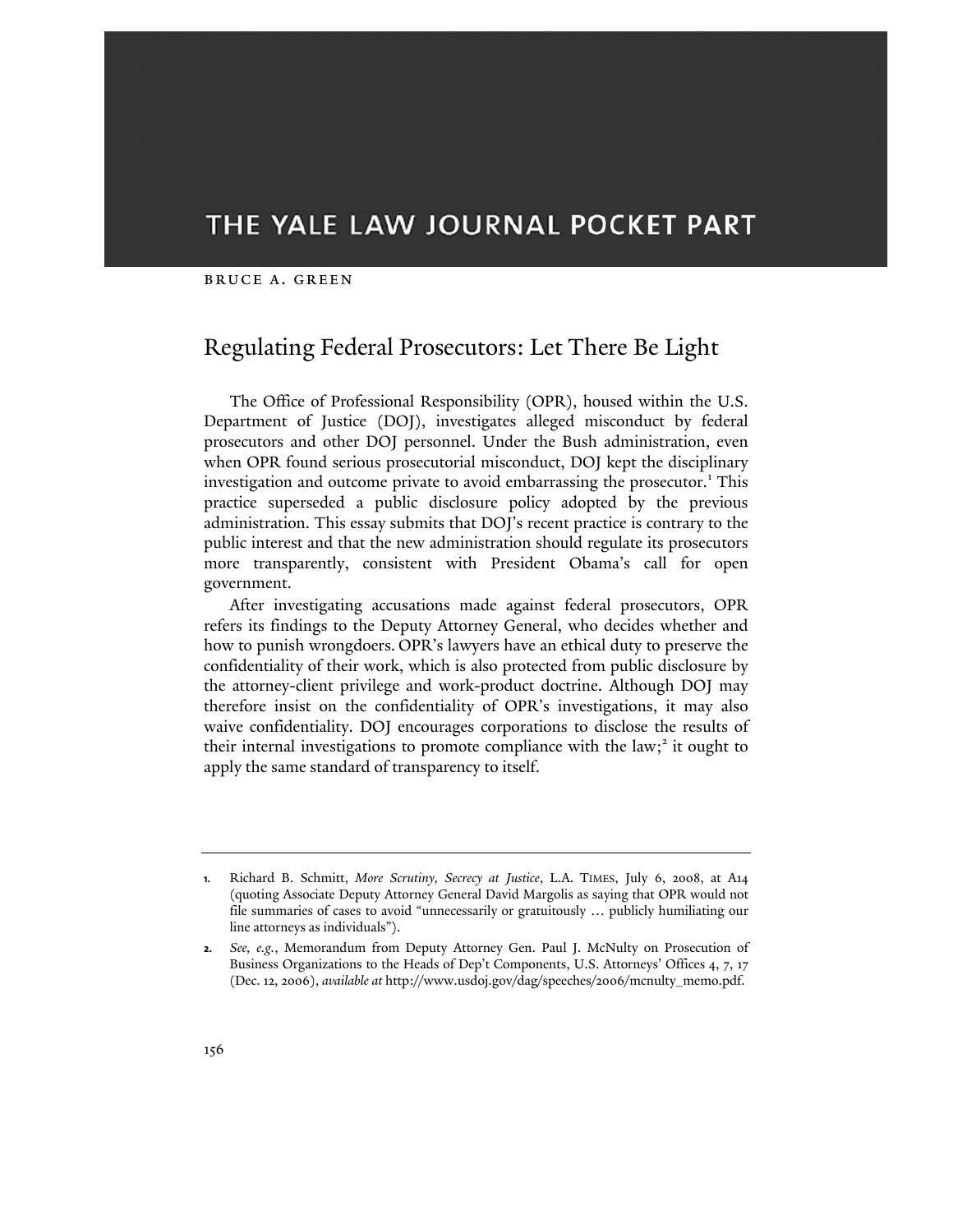# THE YALE LAW JOURNAL POCKET PART

BRUCE A. GREEN

## Regulating Federal Prosecutors: Let There Be Light

The Office of Professional Responsibility (OPR), housed within the U.S. Department of Justice (DOJ), investigates alleged misconduct by federal prosecutors and other DOJ personnel. Under the Bush administration, even when OPR found serious prosecutorial misconduct, DOJ kept the disciplinary investigation and outcome private to avoid embarrassing the prosecutor.[1] This practice superseded a public disclosure policy adopted by the previous administration. This essay submits that DOJ's recent practice is contrary to the public interest and that the new administration should regulate its prosecutors more transparently, consistent with President Obama's call for open government.

After investigating accusations made against federal prosecutors, OPR refers its findings to the Deputy Attorney General, who decides whether and how to punish wrongdoers. OPR's lawyers have an ethical duty to preserve the confidentiality of their work, which is also protected from public disclosure by the attorney-client privilege and work-product doctrine. Although DOJ may therefore insist on the confidentiality of OPR's investigations, it may also waive confidentiality. DOJ encourages corporations to disclose the results of their internal investigations to promote compliance with the law;[2] it ought to apply the same standard of transparency to itself.

---

1. Richard B. Schmitt, *More Scrutiny, Secrecy at Justice*, L.A. TIMES, July 6, 2008, at A14 (quoting Associate Deputy Attorney General David Margolis as saying that OPR would not file summaries of cases to avoid "unnecessarily or gratuitously … publicly humiliating our line attorneys as individuals").

2. *See, e.g.*, Memorandum from Deputy Attorney Gen. Paul J. McNulty on Prosecution of Business Organizations to the Heads of Dep't Components, U.S. Attorneys' Offices 4, 7, 17 (Dec. 12, 2006), *available at* http://www.usdoj.gov/dag/speeches/2006/mcnulty_memo.pdf.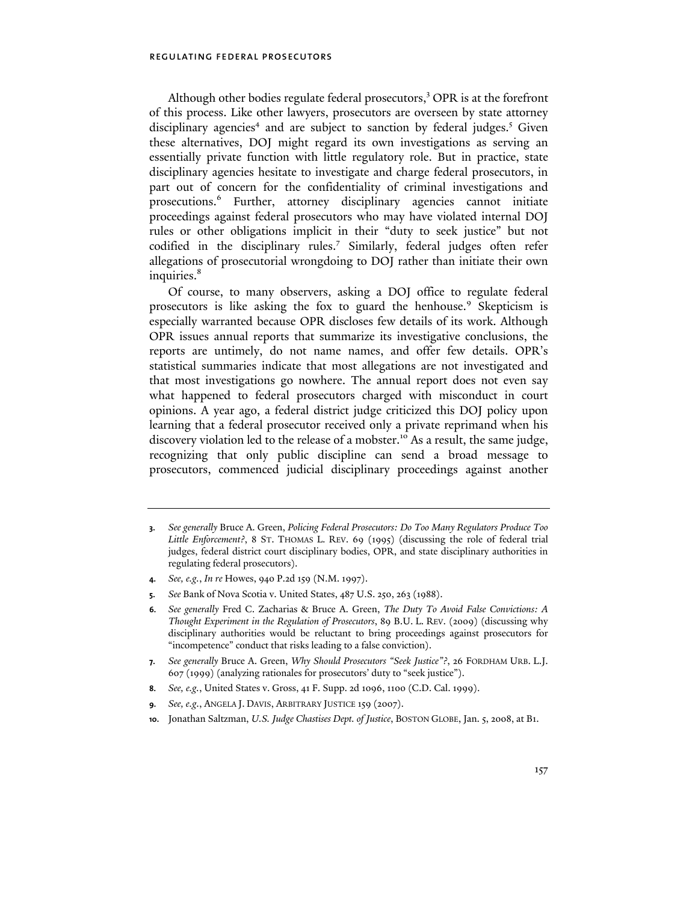Although other bodies regulate federal prosecutors,[3] OPR is at the forefront of this process. Like other lawyers, prosecutors are overseen by state attorney disciplinary agencies[4] and are subject to sanction by federal judges.[5] Given these alternatives, DOJ might regard its own investigations as serving an essentially private function with little regulatory role. But in practice, state disciplinary agencies hesitate to investigate and charge federal prosecutors, in part out of concern for the confidentiality of criminal investigations and prosecutions.[6] Further, attorney disciplinary agencies cannot initiate proceedings against federal prosecutors who may have violated internal DOJ rules or other obligations implicit in their "duty to seek justice" but not codified in the disciplinary rules.[7] Similarly, federal judges often refer allegations of prosecutorial wrongdoing to DOJ rather than initiate their own inquiries.[8]

Of course, to many observers, asking a DOJ office to regulate federal prosecutors is like asking the fox to guard the henhouse.[9] Skepticism is especially warranted because OPR discloses few details of its work. Although OPR issues annual reports that summarize its investigative conclusions, the reports are untimely, do not name names, and offer few details. OPR's statistical summaries indicate that most allegations are not investigated and that most investigations go nowhere. The annual report does not even say what happened to federal prosecutors charged with misconduct in court opinions. A year ago, a federal district judge criticized this DOJ policy upon learning that a federal prosecutor received only a private reprimand when his discovery violation led to the release of a mobster.[10] As a result, the same judge, recognizing that only public discipline can send a broad message to prosecutors, commenced judicial disciplinary proceedings against another

---

3. *See generally* Bruce A. Green, *Policing Federal Prosecutors: Do Too Many Regulators Produce Too Little Enforcement?*, 8 ST. THOMAS L. REV. 69 (1995) (discussing the role of federal trial judges, federal district court disciplinary bodies, OPR, and state disciplinary authorities in regulating federal prosecutors).
4. *See, e.g.*, *In re* Howes, 940 P.2d 159 (N.M. 1997).
5. *See* Bank of Nova Scotia v. United States, 487 U.S. 250, 263 (1988).
6. *See generally* Fred C. Zacharias & Bruce A. Green, *The Duty To Avoid False Convictions: A Thought Experiment in the Regulation of Prosecutors*, 89 B.U. L. REV. (2009) (discussing why disciplinary authorities would be reluctant to bring proceedings against prosecutors for "incompetence" conduct that risks leading to a false conviction).
7. *See generally* Bruce A. Green, *Why Should Prosecutors "Seek Justice"?*, 26 FORDHAM URB. L.J. 607 (1999) (analyzing rationales for prosecutors' duty to "seek justice").
8. *See, e.g.*, United States v. Gross, 41 F. Supp. 2d 1096, 1100 (C.D. Cal. 1999).
9. *See, e.g.*, ANGELA J. DAVIS, ARBITRARY JUSTICE 159 (2007).
10. Jonathan Saltzman, *U.S. Judge Chastises Dept. of Justice*, BOSTON GLOBE, Jan. 5, 2008, at B1.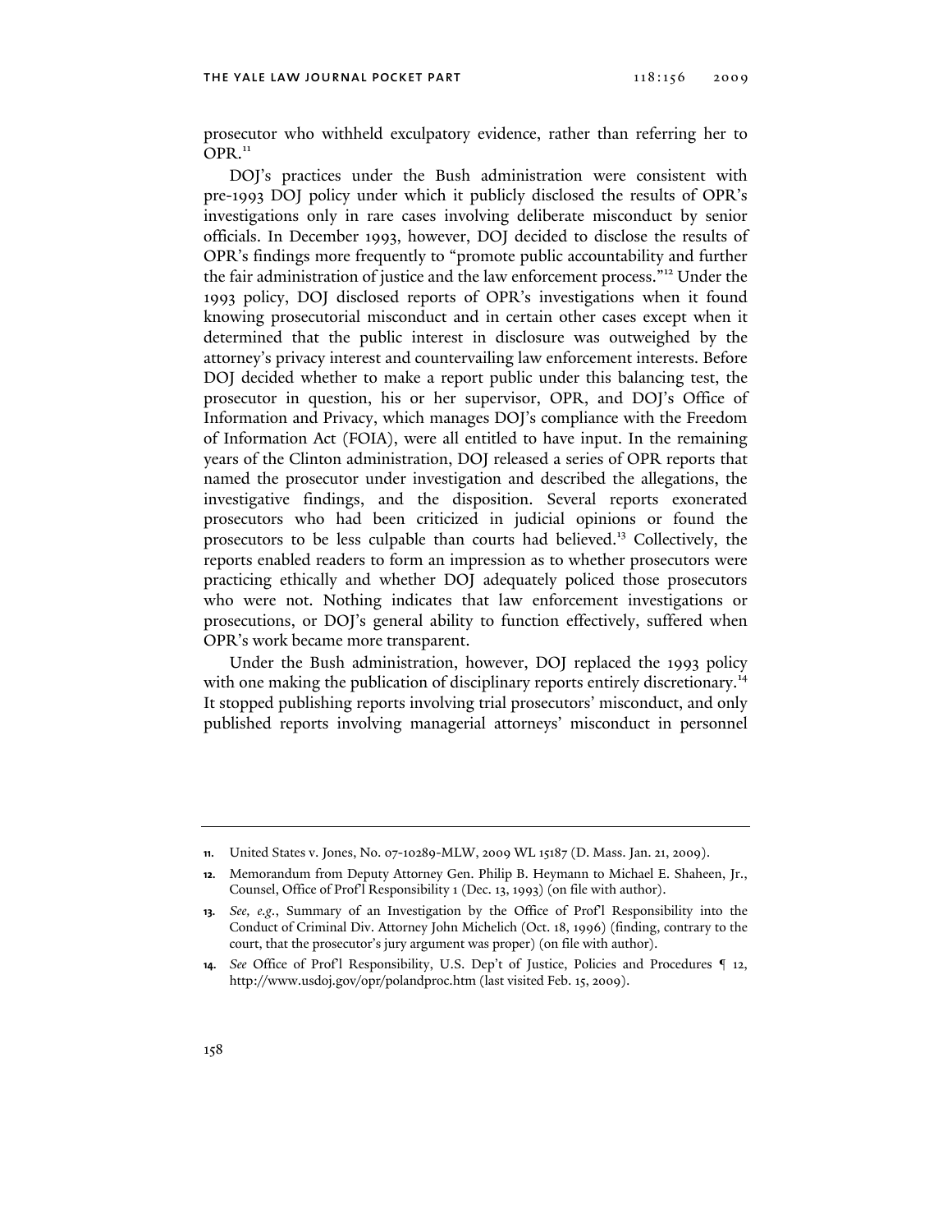prosecutor who withheld exculpatory evidence, rather than referring her to OPR.[11]

DOJ's practices under the Bush administration were consistent with pre-1993 DOJ policy under which it publicly disclosed the results of OPR's investigations only in rare cases involving deliberate misconduct by senior officials. In December 1993, however, DOJ decided to disclose the results of OPR's findings more frequently to "promote public accountability and further the fair administration of justice and the law enforcement process."[12] Under the 1993 policy, DOJ disclosed reports of OPR's investigations when it found knowing prosecutorial misconduct and in certain other cases except when it determined that the public interest in disclosure was outweighed by the attorney's privacy interest and countervailing law enforcement interests. Before DOJ decided whether to make a report public under this balancing test, the prosecutor in question, his or her supervisor, OPR, and DOJ's Office of Information and Privacy, which manages DOJ's compliance with the Freedom of Information Act (FOIA), were all entitled to have input. In the remaining years of the Clinton administration, DOJ released a series of OPR reports that named the prosecutor under investigation and described the allegations, the investigative findings, and the disposition. Several reports exonerated prosecutors who had been criticized in judicial opinions or found the prosecutors to be less culpable than courts had believed.[13] Collectively, the reports enabled readers to form an impression as to whether prosecutors were practicing ethically and whether DOJ adequately policed those prosecutors who were not. Nothing indicates that law enforcement investigations or prosecutions, or DOJ's general ability to function effectively, suffered when OPR's work became more transparent.

Under the Bush administration, however, DOJ replaced the 1993 policy with one making the publication of disciplinary reports entirely discretionary.[14] It stopped publishing reports involving trial prosecutors' misconduct, and only published reports involving managerial attorneys' misconduct in personnel

---

11. United States v. Jones, No. 07-10289-MLW, 2009 WL 15187 (D. Mass. Jan. 21, 2009).

12. Memorandum from Deputy Attorney Gen. Philip B. Heymann to Michael E. Shaheen, Jr., Counsel, Office of Prof'l Responsibility 1 (Dec. 13, 1993) (on file with author).

13. *See, e.g.*, Summary of an Investigation by the Office of Prof'l Responsibility into the Conduct of Criminal Div. Attorney John Michelich (Oct. 18, 1996) (finding, contrary to the court, that the prosecutor's jury argument was proper) (on file with author).

14. *See* Office of Prof'l Responsibility, U.S. Dep't of Justice, Policies and Procedures ¶ 12, http://www.usdoj.gov/opr/polandproc.htm (last visited Feb. 15, 2009).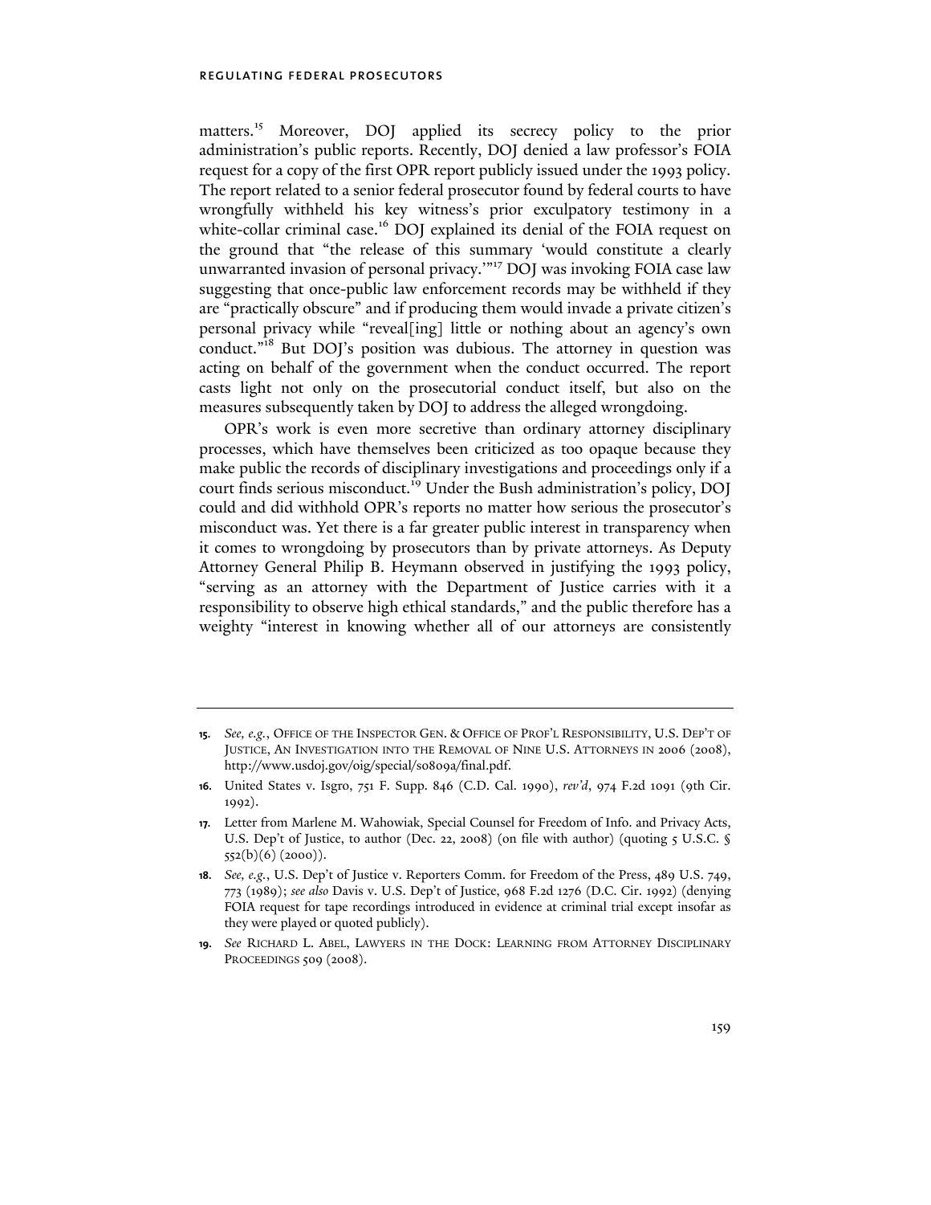matters.[15] Moreover, DOJ applied its secrecy policy to the prior administration's public reports. Recently, DOJ denied a law professor's FOIA request for a copy of the first OPR report publicly issued under the 1993 policy. The report related to a senior federal prosecutor found by federal courts to have wrongfully withheld his key witness's prior exculpatory testimony in a white-collar criminal case.[16] DOJ explained its denial of the FOIA request on the ground that "the release of this summary 'would constitute a clearly unwarranted invasion of personal privacy.'"[17] DOJ was invoking FOIA case law suggesting that once-public law enforcement records may be withheld if they are "practically obscure" and if producing them would invade a private citizen's personal privacy while "reveal[ing] little or nothing about an agency's own conduct."[18] But DOJ's position was dubious. The attorney in question was acting on behalf of the government when the conduct occurred. The report casts light not only on the prosecutorial conduct itself, but also on the measures subsequently taken by DOJ to address the alleged wrongdoing.

OPR's work is even more secretive than ordinary attorney disciplinary processes, which have themselves been criticized as too opaque because they make public the records of disciplinary investigations and proceedings only if a court finds serious misconduct.[19] Under the Bush administration's policy, DOJ could and did withhold OPR's reports no matter how serious the prosecutor's misconduct was. Yet there is a far greater public interest in transparency when it comes to wrongdoing by prosecutors than by private attorneys. As Deputy Attorney General Philip B. Heymann observed in justifying the 1993 policy, "serving as an attorney with the Department of Justice carries with it a responsibility to observe high ethical standards," and the public therefore has a weighty "interest in knowing whether all of our attorneys are consistently

---

15. *See, e.g.*, Office of the Inspector Gen. & Office of Prof'l Responsibility, U.S. Dep't of Justice, An Investigation into the Removal of Nine U.S. Attorneys in 2006 (2008), http://www.usdoj.gov/oig/special/s0809a/final.pdf.

16. United States v. Isgro, 751 F. Supp. 846 (C.D. Cal. 1990), *rev'd*, 974 F.2d 1091 (9th Cir. 1992).

17. Letter from Marlene M. Wahowiak, Special Counsel for Freedom of Info. and Privacy Acts, U.S. Dep't of Justice, to author (Dec. 22, 2008) (on file with author) (quoting 5 U.S.C. § 552(b)(6) (2000)).

18. *See, e.g.*, U.S. Dep't of Justice v. Reporters Comm. for Freedom of the Press, 489 U.S. 749, 773 (1989); *see also* Davis v. U.S. Dep't of Justice, 968 F.2d 1276 (D.C. Cir. 1992) (denying FOIA request for tape recordings introduced in evidence at criminal trial except insofar as they were played or quoted publicly).

19. *See* Richard L. Abel, Lawyers in the Dock: Learning from Attorney Disciplinary Proceedings 509 (2008).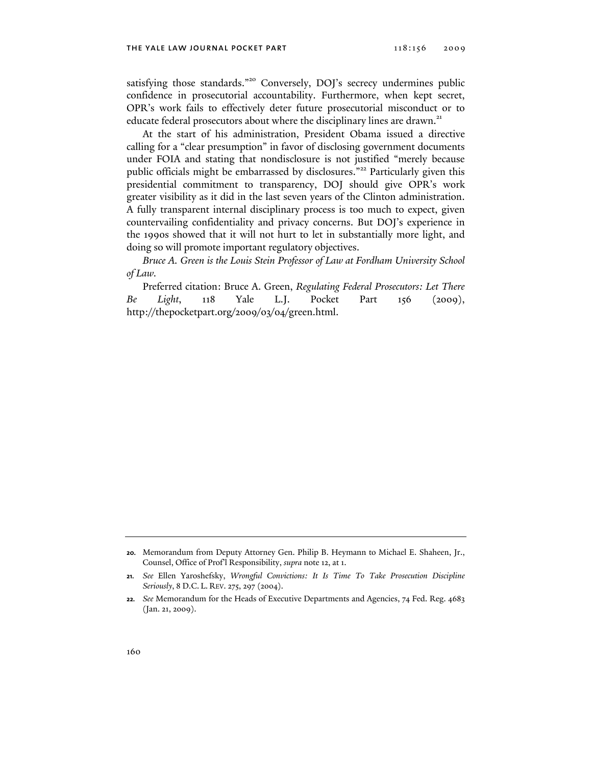satisfying those standards."[20] Conversely, DOJ's secrecy undermines public confidence in prosecutorial accountability. Furthermore, when kept secret, OPR's work fails to effectively deter future prosecutorial misconduct or to educate federal prosecutors about where the disciplinary lines are drawn.[21]

At the start of his administration, President Obama issued a directive calling for a "clear presumption" in favor of disclosing government documents under FOIA and stating that nondisclosure is not justified "merely because public officials might be embarrassed by disclosures."[22] Particularly given this presidential commitment to transparency, DOJ should give OPR's work greater visibility as it did in the last seven years of the Clinton administration. A fully transparent internal disciplinary process is too much to expect, given countervailing confidentiality and privacy concerns. But DOJ's experience in the 1990s showed that it will not hurt to let in substantially more light, and doing so will promote important regulatory objectives.

*Bruce A. Green is the Louis Stein Professor of Law at Fordham University School of Law.*

Preferred citation: Bruce A. Green, *Regulating Federal Prosecutors: Let There Be Light*, 118 Yale L.J. Pocket Part 156 (2009), http://thepocketpart.org/2009/03/04/green.html.

---

**20.** Memorandum from Deputy Attorney Gen. Philip B. Heymann to Michael E. Shaheen, Jr., Counsel, Office of Prof'l Responsibility, *supra* note 12, at 1.

**21.** *See* Ellen Yaroshefsky, *Wrongful Convictions: It Is Time To Take Prosecution Discipline Seriously*, 8 D.C. L. REV. 275, 297 (2004).

**22.** *See* Memorandum for the Heads of Executive Departments and Agencies, 74 Fed. Reg. 4683 (Jan. 21, 2009).